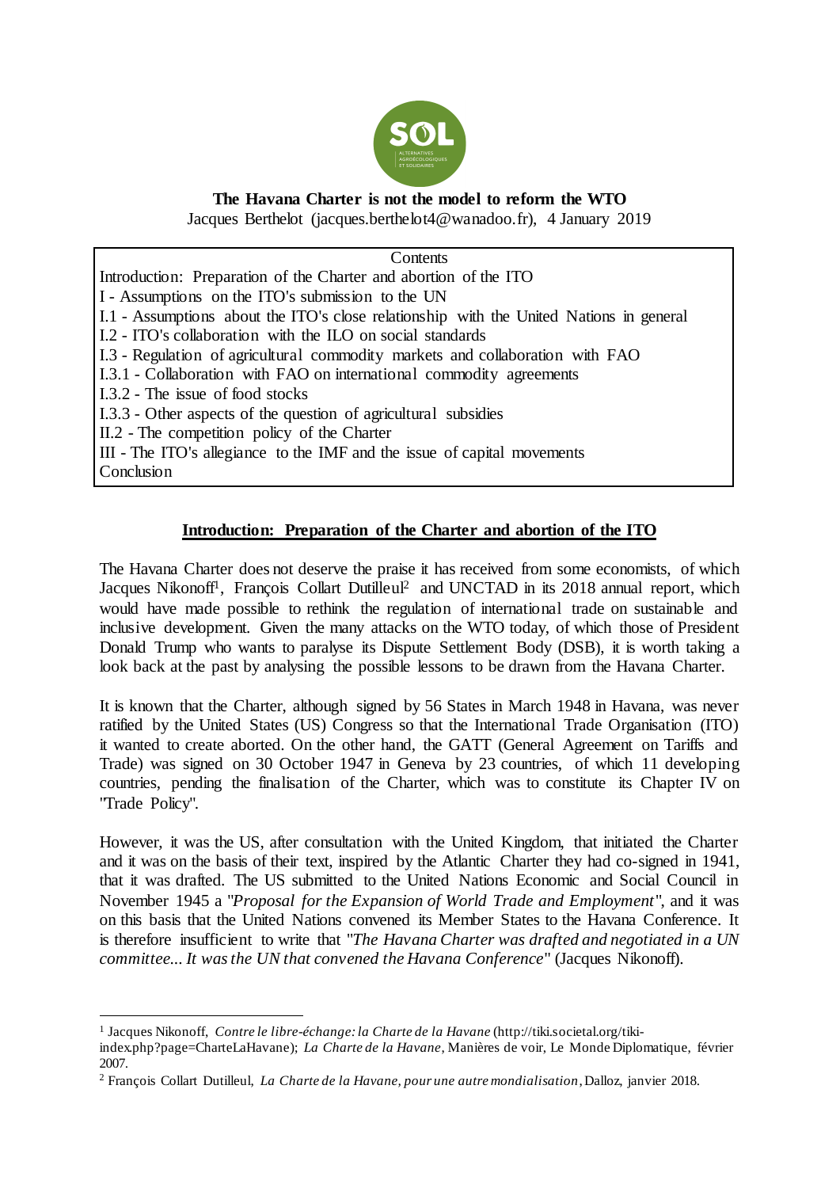# The Havana Charter is not the model to reform the WTO

Jacques Berthelot (jacques.berthelot4@wanadoo.fr), 4 January 2019

| Contents |
|---|
| Introduction: Preparation of the Charter and abortion of the ITO |
| I - Assumptions on the ITO's submission to the UN |
| I.1 - Assumptions about the ITO's close relationship with the United Nations in general |
| I.2 - ITO's collaboration with the ILO on social standards |
| I.3 - Regulation of agricultural commodity markets and collaboration with FAO |
| I.3.1 - Collaboration with FAO on international commodity agreements |
| I.3.2 - The issue of food stocks |
| I.3.3 - Other aspects of the question of agricultural subsidies |
| II.2 - The competition policy of the Charter |
| III - The ITO's allegiance to the IMF and the issue of capital movements |
| Conclusion |

## Introduction: Preparation of the Charter and abortion of the ITO

The Havana Charter does not deserve the praise it has received from some economists, of which Jacques Nikonoff[1], François Collart Dutilleul[2] and UNCTAD in its 2018 annual report, which would have made possible to rethink the regulation of international trade on sustainable and inclusive development. Given the many attacks on the WTO today, of which those of President Donald Trump who wants to paralyse its Dispute Settlement Body (DSB), it is worth taking a look back at the past by analysing the possible lessons to be drawn from the Havana Charter.

It is known that the Charter, although signed by 56 States in March 1948 in Havana, was never ratified by the United States (US) Congress so that the International Trade Organisation (ITO) it wanted to create aborted. On the other hand, the GATT (General Agreement on Tariffs and Trade) was signed on 30 October 1947 in Geneva by 23 countries, of which 11 developing countries, pending the finalisation of the Charter, which was to constitute its Chapter IV on "Trade Policy".

However, it was the US, after consultation with the United Kingdom, that initiated the Charter and it was on the basis of their text, inspired by the Atlantic Charter they had co-signed in 1941, that it was drafted. The US submitted to the United Nations Economic and Social Council in November 1945 a "*Proposal for the Expansion of World Trade and Employment*", and it was on this basis that the United Nations convened its Member States to the Havana Conference. It is therefore insufficient to write that "*The Havana Charter was drafted and negotiated in a UN committee... It was the UN that convened the Havana Conference*" (Jacques Nikonoff).

---

[1] Jacques Nikonoff, *Contre le libre-échange: la Charte de la Havane* (http://tiki.societal.org/tiki-index.php?page=CharteLaHavane); *La Charte de la Havane*, Manières de voir, Le Monde Diplomatique, février 2007.

[2] François Collart Dutilleul, *La Charte de la Havane, pour une autre mondialisation*, Dalloz, janvier 2018.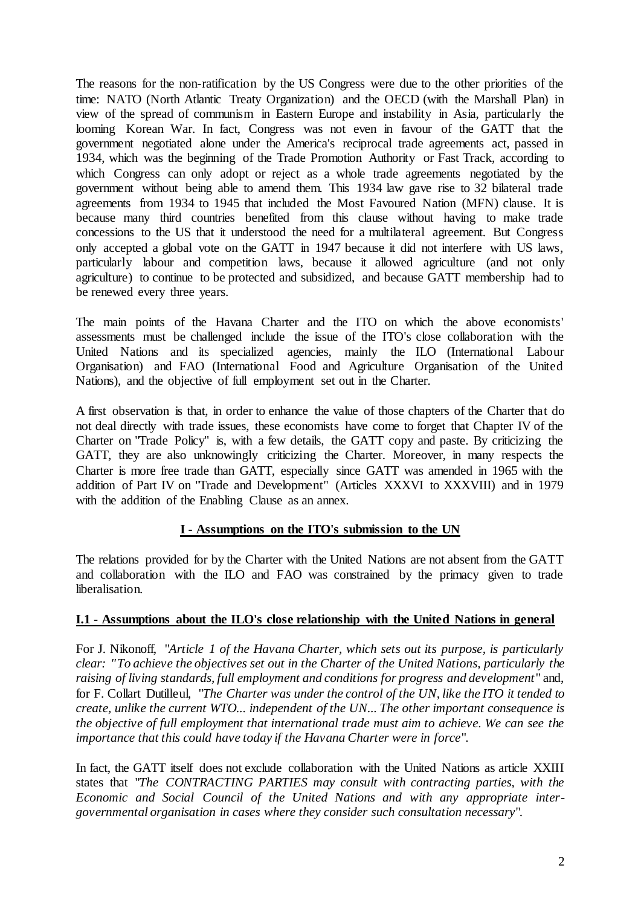The reasons for the non-ratification by the US Congress were due to the other priorities of the time: NATO (North Atlantic Treaty Organization) and the OECD (with the Marshall Plan) in view of the spread of communism in Eastern Europe and instability in Asia, particularly the looming Korean War. In fact, Congress was not even in favour of the GATT that the government negotiated alone under the America's reciprocal trade agreements act, passed in 1934, which was the beginning of the Trade Promotion Authority or Fast Track, according to which Congress can only adopt or reject as a whole trade agreements negotiated by the government without being able to amend them. This 1934 law gave rise to 32 bilateral trade agreements from 1934 to 1945 that included the Most Favoured Nation (MFN) clause. It is because many third countries benefited from this clause without having to make trade concessions to the US that it understood the need for a multilateral agreement. But Congress only accepted a global vote on the GATT in 1947 because it did not interfere with US laws, particularly labour and competition laws, because it allowed agriculture (and not only agriculture) to continue to be protected and subsidized, and because GATT membership had to be renewed every three years.

The main points of the Havana Charter and the ITO on which the above economists' assessments must be challenged include the issue of the ITO's close collaboration with the United Nations and its specialized agencies, mainly the ILO (International Labour Organisation) and FAO (International Food and Agriculture Organisation of the United Nations), and the objective of full employment set out in the Charter.

A first observation is that, in order to enhance the value of those chapters of the Charter that do not deal directly with trade issues, these economists have come to forget that Chapter IV of the Charter on "Trade Policy" is, with a few details, the GATT copy and paste. By criticizing the GATT, they are also unknowingly criticizing the Charter. Moreover, in many respects the Charter is more free trade than GATT, especially since GATT was amended in 1965 with the addition of Part IV on "Trade and Development" (Articles XXXVI to XXXVIII) and in 1979 with the addition of the Enabling Clause as an annex.

## I - Assumptions on the ITO's submission to the UN

The relations provided for by the Charter with the United Nations are not absent from the GATT and collaboration with the ILO and FAO was constrained by the primacy given to trade liberalisation.

### I.1 - Assumptions about the ILO's close relationship with the United Nations in general

For J. Nikonoff, "*Article 1 of the Havana Charter, which sets out its purpose, is particularly clear: "To achieve the objectives set out in the Charter of the United Nations, particularly the raising of living standards, full employment and conditions for progress and development*" and, for F. Collart Dutilleul, "*The Charter was under the control of the UN, like the ITO it tended to create, unlike the current WTO... independent of the UN... The other important consequence is the objective of full employment that international trade must aim to achieve. We can see the importance that this could have today if the Havana Charter were in force*".

In fact, the GATT itself does not exclude collaboration with the United Nations as article XXIII states that "*The CONTRACTING PARTIES may consult with contracting parties, with the Economic and Social Council of the United Nations and with any appropriate inter-governmental organisation in cases where they consider such consultation necessary*".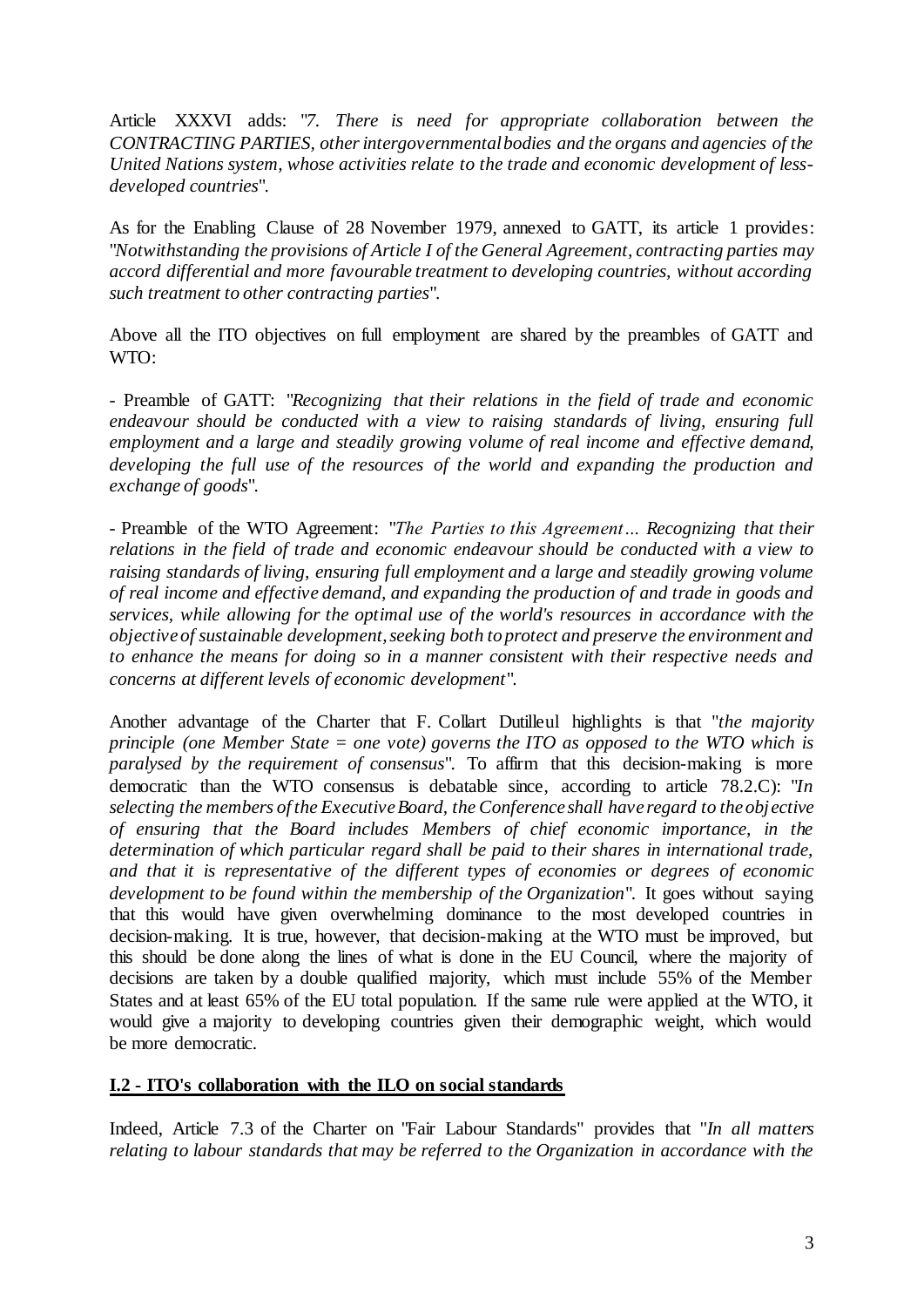Article XXXVI adds: "*7. There is need for appropriate collaboration between the CONTRACTING PARTIES, other intergovernmental bodies and the organs and agencies of the United Nations system, whose activities relate to the trade and economic development of less-developed countries*".

As for the Enabling Clause of 28 November 1979, annexed to GATT, its article 1 provides: "*Notwithstanding the provisions of Article I of the General Agreement, contracting parties may accord differential and more favourable treatment to developing countries, without according such treatment to other contracting parties*".

Above all the ITO objectives on full employment are shared by the preambles of GATT and WTO:

- Preamble of GATT: "*Recognizing that their relations in the field of trade and economic endeavour should be conducted with a view to raising standards of living, ensuring full employment and a large and steadily growing volume of real income and effective demand, developing the full use of the resources of the world and expanding the production and exchange of goods*".

- Preamble of the WTO Agreement: "*The Parties to this Agreement… Recognizing that their relations in the field of trade and economic endeavour should be conducted with a view to raising standards of living, ensuring full employment and a large and steadily growing volume of real income and effective demand, and expanding the production of and trade in goods and services, while allowing for the optimal use of the world's resources in accordance with the objective of sustainable development, seeking both to protect and preserve the environment and to enhance the means for doing so in a manner consistent with their respective needs and concerns at different levels of economic development*".

Another advantage of the Charter that F. Collart Dutilleul highlights is that "*the majority principle (one Member State = one vote) governs the ITO as opposed to the WTO which is paralysed by the requirement of consensus*". To affirm that this decision-making is more democratic than the WTO consensus is debatable since, according to article 78.2.C): "*In selecting the members of the Executive Board, the Conference shall have regard to the objective of ensuring that the Board includes Members of chief economic importance, in the determination of which particular regard shall be paid to their shares in international trade, and that it is representative of the different types of economies or degrees of economic development to be found within the membership of the Organization*". It goes without saying that this would have given overwhelming dominance to the most developed countries in decision-making. It is true, however, that decision-making at the WTO must be improved, but this should be done along the lines of what is done in the EU Council, where the majority of decisions are taken by a double qualified majority, which must include 55% of the Member States and at least 65% of the EU total population. If the same rule were applied at the WTO, it would give a majority to developing countries given their demographic weight, which would be more democratic.

## I.2 - ITO's collaboration with the ILO on social standards

Indeed, Article 7.3 of the Charter on "Fair Labour Standards" provides that "*In all matters relating to labour standards that may be referred to the Organization in accordance with the*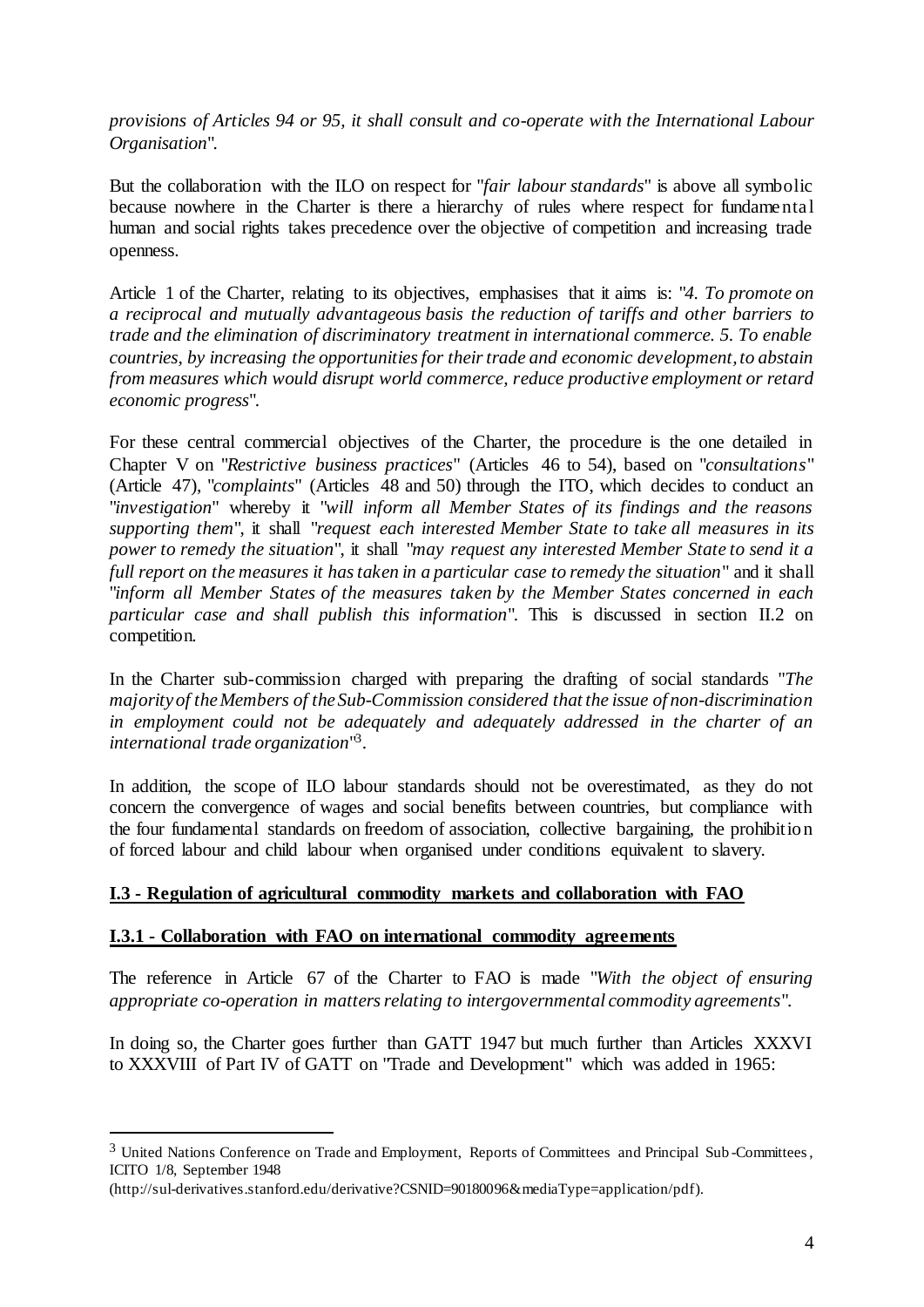*provisions of Articles 94 or 95, it shall consult and co-operate with the International Labour Organisation*".

But the collaboration with the ILO on respect for "*fair labour standards*" is above all symbolic because nowhere in the Charter is there a hierarchy of rules where respect for fundamental human and social rights takes precedence over the objective of competition and increasing trade openness.

Article 1 of the Charter, relating to its objectives, emphasises that it aims is: "*4. To promote on a reciprocal and mutually advantageous basis the reduction of tariffs and other barriers to trade and the elimination of discriminatory treatment in international commerce. 5. To enable countries, by increasing the opportunities for their trade and economic development, to abstain from measures which would disrupt world commerce, reduce productive employment or retard economic progress*".

For these central commercial objectives of the Charter, the procedure is the one detailed in Chapter V on "*Restrictive business practices*" (Articles 46 to 54), based on "*consultations*" (Article 47), "*complaints*" (Articles 48 and 50) through the ITO, which decides to conduct an "*investigation*" whereby it "*will inform all Member States of its findings and the reasons supporting them*", it shall "*request each interested Member State to take all measures in its power to remedy the situation*", it shall "*may request any interested Member State to send it a full report on the measures it has taken in a particular case to remedy the situation*" and it shall "*inform all Member States of the measures taken by the Member States concerned in each particular case and shall publish this information*". This is discussed in section II.2 on competition.

In the Charter sub-commission charged with preparing the drafting of social standards "*The majority of the Members of the Sub-Commission considered that the issue of non-discrimination in employment could not be adequately and adequately addressed in the charter of an international trade organization*"[3].

In addition, the scope of ILO labour standards should not be overestimated, as they do not concern the convergence of wages and social benefits between countries, but compliance with the four fundamental standards on freedom of association, collective bargaining, the prohibition of forced labour and child labour when organised under conditions equivalent to slavery.

## I.3 - Regulation of agricultural commodity markets and collaboration with FAO

### I.3.1 - Collaboration with FAO on international commodity agreements

The reference in Article 67 of the Charter to FAO is made "*With the object of ensuring appropriate co-operation in matters relating to intergovernmental commodity agreements*".

In doing so, the Charter goes further than GATT 1947 but much further than Articles XXXVI to XXXVIII of Part IV of GATT on "Trade and Development" which was added in 1965:

---

[3] United Nations Conference on Trade and Employment, Reports of Committees and Principal Sub-Committees, ICITO 1/8, September 1948 (http://sul-derivatives.stanford.edu/derivative?CSNID=90180096&mediaType=application/pdf).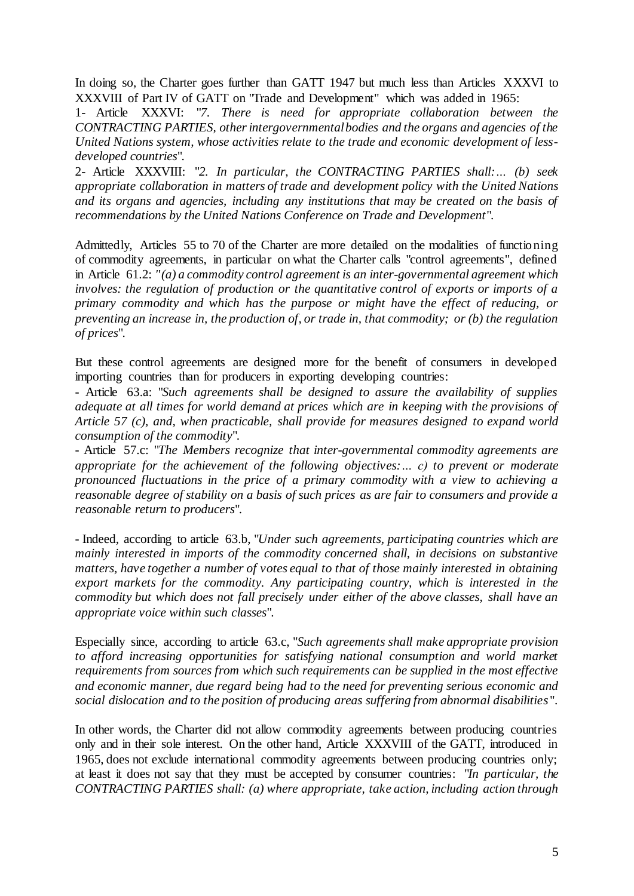In doing so, the Charter goes further than GATT 1947 but much less than Articles XXXVI to XXXVIII of Part IV of GATT on "Trade and Development" which was added in 1965:

1- Article XXXVI: "*7. There is need for appropriate collaboration between the CONTRACTING PARTIES, other intergovernmental bodies and the organs and agencies of the United Nations system, whose activities relate to the trade and economic development of less-developed countries*".

2- Article XXXVIII: "*2. In particular, the CONTRACTING PARTIES shall:… (b) seek appropriate collaboration in matters of trade and development policy with the United Nations and its organs and agencies, including any institutions that may be created on the basis of recommendations by the United Nations Conference on Trade and Development*".

Admittedly, Articles 55 to 70 of the Charter are more detailed on the modalities of functioning of commodity agreements, in particular on what the Charter calls "control agreements", defined in Article 61.2: *"(a) a commodity control agreement is an inter-governmental agreement which involves: the regulation of production or the quantitative control of exports or imports of a primary commodity and which has the purpose or might have the effect of reducing, or preventing an increase in, the production of, or trade in, that commodity; or (b) the regulation of prices*".

But these control agreements are designed more for the benefit of consumers in developed importing countries than for producers in exporting developing countries:

- Article 63.a: "*Such agreements shall be designed to assure the availability of supplies adequate at all times for world demand at prices which are in keeping with the provisions of Article 57 (c), and, when practicable, shall provide for measures designed to expand world consumption of the commodity*".

- Article 57.c: "*The Members recognize that inter-governmental commodity agreements are appropriate for the achievement of the following objectives:… c) to prevent or moderate pronounced fluctuations in the price of a primary commodity with a view to achieving a reasonable degree of stability on a basis of such prices as are fair to consumers and provide a reasonable return to producers*".

- Indeed, according to article 63.b, "*Under such agreements, participating countries which are mainly interested in imports of the commodity concerned shall, in decisions on substantive matters, have together a number of votes equal to that of those mainly interested in obtaining export markets for the commodity. Any participating country, which is interested in the commodity but which does not fall precisely under either of the above classes, shall have an appropriate voice within such classes*".

Especially since, according to article 63.c, "*Such agreements shall make appropriate provision to afford increasing opportunities for satisfying national consumption and world market requirements from sources from which such requirements can be supplied in the most effective and economic manner, due regard being had to the need for preventing serious economic and social dislocation and to the position of producing areas suffering from abnormal disabilities*".

In other words, the Charter did not allow commodity agreements between producing countries only and in their sole interest. On the other hand, Article XXXVIII of the GATT, introduced in 1965, does not exclude international commodity agreements between producing countries only; at least it does not say that they must be accepted by consumer countries: "*In particular, the CONTRACTING PARTIES shall: (a) where appropriate, take action, including action through*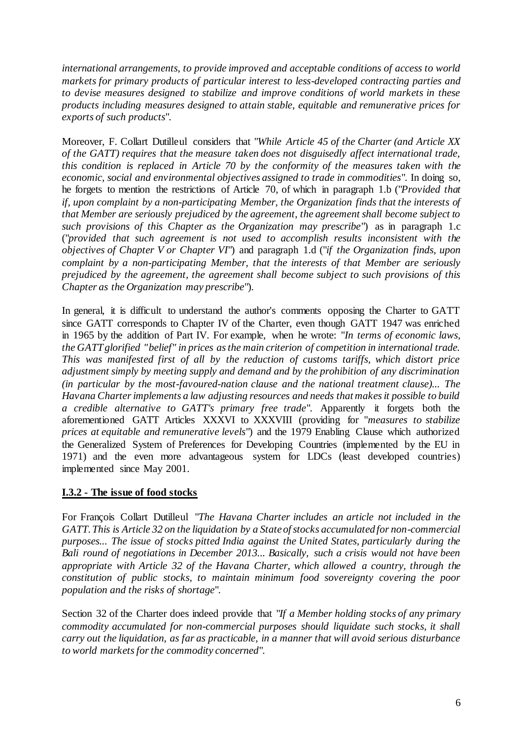*international arrangements, to provide improved and acceptable conditions of access to world markets for primary products of particular interest to less-developed contracting parties and to devise measures designed to stabilize and improve conditions of world markets in these products including measures designed to attain stable, equitable and remunerative prices for exports of such products*".

Moreover, F. Collart Dutilleul considers that "*While Article 45 of the Charter (and Article XX of the GATT) requires that the measure taken does not disguisedly affect international trade, this condition is replaced in Article 70 by the conformity of the measures taken with the economic, social and environmental objectives assigned to trade in commodities*". In doing so, he forgets to mention the restrictions of Article 70, of which in paragraph 1.b ("*Provided that if, upon complaint by a non-participating Member, the Organization finds that the interests of that Member are seriously prejudiced by the agreement, the agreement shall become subject to such provisions of this Chapter as the Organization may prescribe*") as in paragraph 1.c ("*provided that such agreement is not used to accomplish results inconsistent with the objectives of Chapter V or Chapter VI*") and paragraph 1.d ("*if the Organization finds, upon complaint by a non-participating Member, that the interests of that Member are seriously prejudiced by the agreement, the agreement shall become subject to such provisions of this Chapter as the Organization may prescribe*").

In general, it is difficult to understand the author's comments opposing the Charter to GATT since GATT corresponds to Chapter IV of the Charter, even though GATT 1947 was enriched in 1965 by the addition of Part IV. For example, when he wrote: "*In terms of economic laws, the GATT glorified "belief" in prices as the main criterion of competition in international trade. This was manifested first of all by the reduction of customs tariffs, which distort price adjustment simply by meeting supply and demand and by the prohibition of any discrimination (in particular by the most-favoured-nation clause and the national treatment clause)... The Havana Charter implements a law adjusting resources and needs that makes it possible to build a credible alternative to GATT's primary free trade*". Apparently it forgets both the aforementioned GATT Articles XXXVI to XXXVIII (providing for "*measures to stabilize prices at equitable and remunerative levels*") and the 1979 Enabling Clause which authorized the Generalized System of Preferences for Developing Countries (implemented by the EU in 1971) and the even more advantageous system for LDCs (least developed countries) implemented since May 2001.

### **I.3.2 - The issue of food stocks**

For François Collart Dutilleul "*The Havana Charter includes an article not included in the GATT. This is Article 32 on the liquidation by a State of stocks accumulated for non-commercial purposes... The issue of stocks pitted India against the United States, particularly during the Bali round of negotiations in December 2013... Basically, such a crisis would not have been appropriate with Article 32 of the Havana Charter, which allowed a country, through the constitution of public stocks, to maintain minimum food sovereignty covering the poor population and the risks of shortage*".

Section 32 of the Charter does indeed provide that "*If a Member holding stocks of any primary commodity accumulated for non-commercial purposes should liquidate such stocks, it shall carry out the liquidation, as far as practicable, in a manner that will avoid serious disturbance to world markets for the commodity concerned*".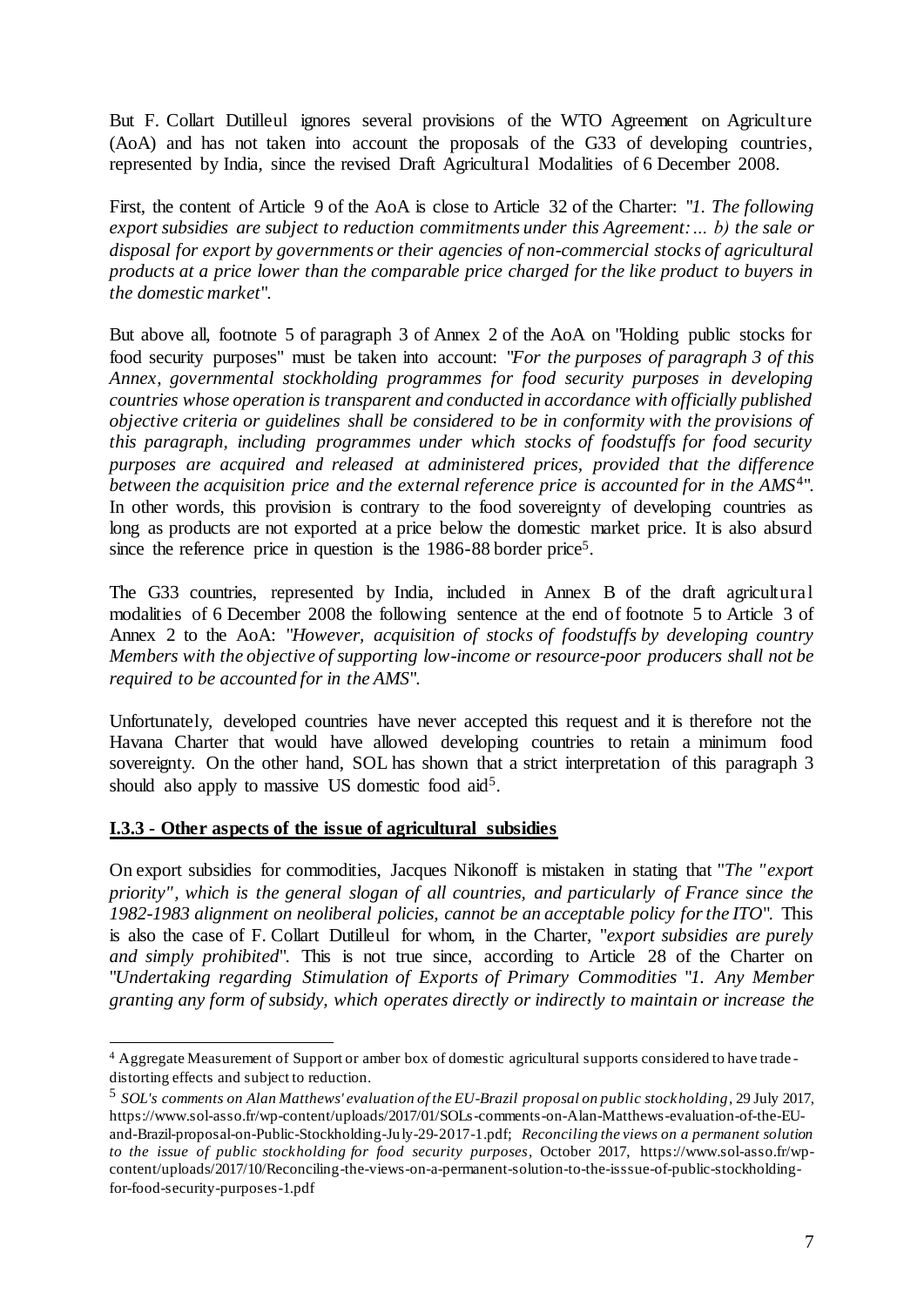But F. Collart Dutilleul ignores several provisions of the WTO Agreement on Agriculture (AoA) and has not taken into account the proposals of the G33 of developing countries, represented by India, since the revised Draft Agricultural Modalities of 6 December 2008.

First, the content of Article 9 of the AoA is close to Article 32 of the Charter: "*1. The following export subsidies are subject to reduction commitments under this Agreement: ... b) the sale or disposal for export by governments or their agencies of non-commercial stocks of agricultural products at a price lower than the comparable price charged for the like product to buyers in the domestic market*".

But above all, footnote 5 of paragraph 3 of Annex 2 of the AoA on "Holding public stocks for food security purposes" must be taken into account: "*For the purposes of paragraph 3 of this Annex, governmental stockholding programmes for food security purposes in developing countries whose operation is transparent and conducted in accordance with officially published objective criteria or guidelines shall be considered to be in conformity with the provisions of this paragraph, including programmes under which stocks of foodstuffs for food security purposes are acquired and released at administered prices, provided that the difference between the acquisition price and the external reference price is accounted for in the AMS*[4]". In other words, this provision is contrary to the food sovereignty of developing countries as long as products are not exported at a price below the domestic market price. It is also absurd since the reference price in question is the 1986-88 border price[5].

The G33 countries, represented by India, included in Annex B of the draft agricultural modalities of 6 December 2008 the following sentence at the end of footnote 5 to Article 3 of Annex 2 to the AoA: "*However, acquisition of stocks of foodstuffs by developing country Members with the objective of supporting low-income or resource-poor producers shall not be required to be accounted for in the AMS*".

Unfortunately, developed countries have never accepted this request and it is therefore not the Havana Charter that would have allowed developing countries to retain a minimum food sovereignty. On the other hand, SOL has shown that a strict interpretation of this paragraph 3 should also apply to massive US domestic food aid[5].

### I.3.3 - Other aspects of the issue of agricultural subsidies

On export subsidies for commodities, Jacques Nikonoff is mistaken in stating that "*The "export priority", which is the general slogan of all countries, and particularly of France since the 1982-1983 alignment on neoliberal policies, cannot be an acceptable policy for the ITO*". This is also the case of F. Collart Dutilleul for whom, in the Charter, "*export subsidies are purely and simply prohibited*". This is not true since, according to Article 28 of the Charter on "*Undertaking regarding Stimulation of Exports of Primary Commodities* "*1. Any Member granting any form of subsidy, which operates directly or indirectly to maintain or increase the*

---

[4] Aggregate Measurement of Support or amber box of domestic agricultural supports considered to have trade-distorting effects and subject to reduction.

[5] *SOL's comments on Alan Matthews' evaluation of the EU-Brazil proposal on public stockholding*, 29 July 2017, https://www.sol-asso.fr/wp-content/uploads/2017/01/SOLs-comments-on-Alan-Matthews-evaluation-of-the-EU-and-Brazil-proposal-on-Public-Stockholding-July-29-2017-1.pdf; *Reconciling the views on a permanent solution to the issue of public stockholding for food security purposes*, October 2017, https://www.sol-asso.fr/wp-content/uploads/2017/10/Reconciling-the-views-on-a-permanent-solution-to-the-isssue-of-public-stockholding-for-food-security-purposes-1.pdf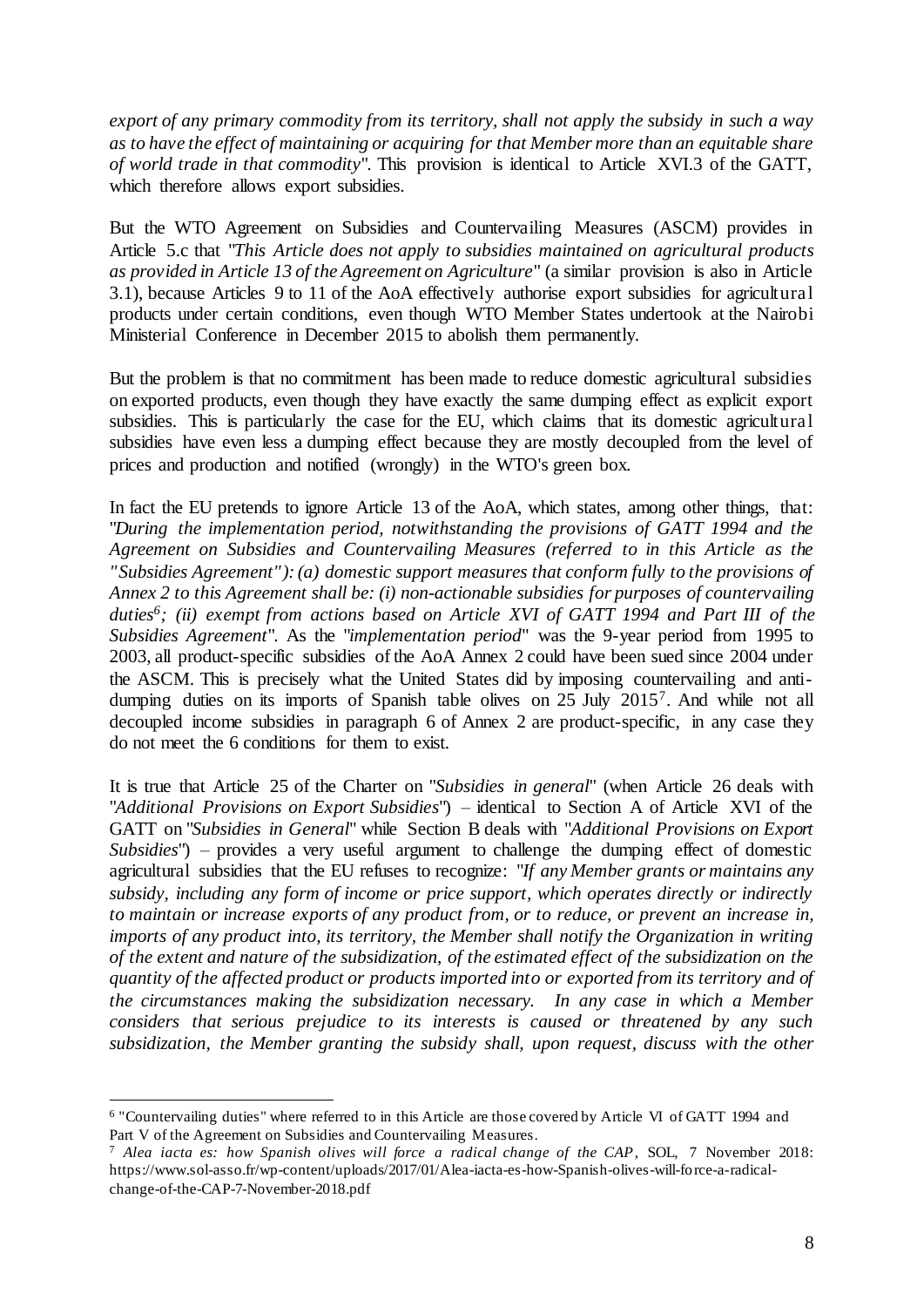*export of any primary commodity from its territory, shall not apply the subsidy in such a way as to have the effect of maintaining or acquiring for that Member more than an equitable share of world trade in that commodity*". This provision is identical to Article XVI.3 of the GATT, which therefore allows export subsidies.

But the WTO Agreement on Subsidies and Countervailing Measures (ASCM) provides in Article 5.c that "*This Article does not apply to subsidies maintained on agricultural products as provided in Article 13 of the Agreement on Agriculture*" (a similar provision is also in Article 3.1), because Articles 9 to 11 of the AoA effectively authorise export subsidies for agricultural products under certain conditions, even though WTO Member States undertook at the Nairobi Ministerial Conference in December 2015 to abolish them permanently.

But the problem is that no commitment has been made to reduce domestic agricultural subsidies on exported products, even though they have exactly the same dumping effect as explicit export subsidies. This is particularly the case for the EU, which claims that its domestic agricultural subsidies have even less a dumping effect because they are mostly decoupled from the level of prices and production and notified (wrongly) in the WTO's green box.

In fact the EU pretends to ignore Article 13 of the AoA, which states, among other things, that: "*During the implementation period, notwithstanding the provisions of GATT 1994 and the Agreement on Subsidies and Countervailing Measures (referred to in this Article as the "Subsidies Agreement"): (a) domestic support measures that conform fully to the provisions of Annex 2 to this Agreement shall be: (i) non-actionable subsidies for purposes of countervailing duties*[6]*; (ii) exempt from actions based on Article XVI of GATT 1994 and Part III of the Subsidies Agreement*". As the "*implementation period*" was the 9-year period from 1995 to 2003, all product-specific subsidies of the AoA Annex 2 could have been sued since 2004 under the ASCM. This is precisely what the United States did by imposing countervailing and anti-dumping duties on its imports of Spanish table olives on 25 July 2015[7]. And while not all decoupled income subsidies in paragraph 6 of Annex 2 are product-specific, in any case they do not meet the 6 conditions for them to exist.

It is true that Article 25 of the Charter on "*Subsidies in general*" (when Article 26 deals with "*Additional Provisions on Export Subsidies*") – identical to Section A of Article XVI of the GATT on "*Subsidies in General*" while Section B deals with "*Additional Provisions on Export Subsidies*") – provides a very useful argument to challenge the dumping effect of domestic agricultural subsidies that the EU refuses to recognize: "*If any Member grants or maintains any subsidy, including any form of income or price support, which operates directly or indirectly to maintain or increase exports of any product from, or to reduce, or prevent an increase in, imports of any product into, its territory, the Member shall notify the Organization in writing of the extent and nature of the subsidization, of the estimated effect of the subsidization on the quantity of the affected product or products imported into or exported from its territory and of the circumstances making the subsidization necessary. In any case in which a Member considers that serious prejudice to its interests is caused or threatened by any such subsidization, the Member granting the subsidy shall, upon request, discuss with the other*

---

[6] "Countervailing duties" where referred to in this Article are those covered by Article VI of GATT 1994 and Part V of the Agreement on Subsidies and Countervailing Measures.

[7] *Alea iacta es: how Spanish olives will force a radical change of the CAP*, SOL, 7 November 2018: https://www.sol-asso.fr/wp-content/uploads/2017/01/Alea-iacta-es-how-Spanish-olives-will-force-a-radical-change-of-the-CAP-7-November-2018.pdf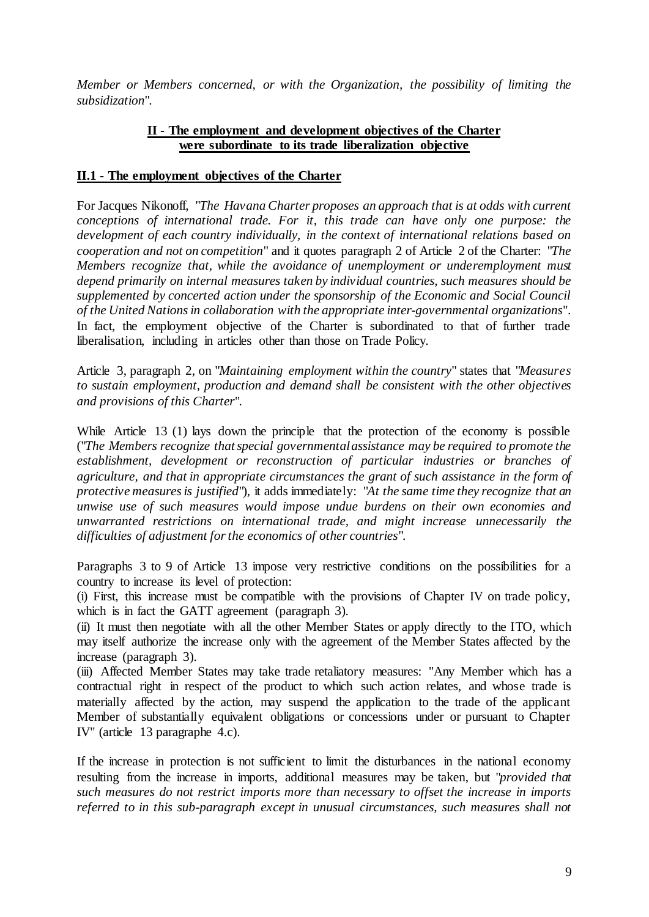*Member or Members concerned, or with the Organization, the possibility of limiting the subsidization*".

## II - The employment and development objectives of the Charter were subordinate to its trade liberalization objective

### II.1 - The employment objectives of the Charter

For Jacques Nikonoff, "*The Havana Charter proposes an approach that is at odds with current conceptions of international trade. For it, this trade can have only one purpose: the development of each country individually, in the context of international relations based on cooperation and not on competition*" and it quotes paragraph 2 of Article 2 of the Charter: "*The Members recognize that, while the avoidance of unemployment or underemployment must depend primarily on internal measures taken by individual countries, such measures should be supplemented by concerted action under the sponsorship of the Economic and Social Council of the United Nations in collaboration with the appropriate inter-governmental organizations*". In fact, the employment objective of the Charter is subordinated to that of further trade liberalisation, including in articles other than those on Trade Policy.

Article 3, paragraph 2, on "*Maintaining employment within the country*" states that "*Measures to sustain employment, production and demand shall be consistent with the other objectives and provisions of this Charter*".

While Article 13 (1) lays down the principle that the protection of the economy is possible ("*The Members recognize that special governmental assistance may be required to promote the establishment, development or reconstruction of particular industries or branches of agriculture, and that in appropriate circumstances the grant of such assistance in the form of protective measures is justified*"), it adds immediately: "*At the same time they recognize that an unwise use of such measures would impose undue burdens on their own economies and unwarranted restrictions on international trade, and might increase unnecessarily the difficulties of adjustment for the economics of other countries*".

Paragraphs 3 to 9 of Article 13 impose very restrictive conditions on the possibilities for a country to increase its level of protection:

(i) First, this increase must be compatible with the provisions of Chapter IV on trade policy, which is in fact the GATT agreement (paragraph 3).

(ii) It must then negotiate with all the other Member States or apply directly to the ITO, which may itself authorize the increase only with the agreement of the Member States affected by the increase (paragraph 3).

(iii) Affected Member States may take trade retaliatory measures: "Any Member which has a contractual right in respect of the product to which such action relates, and whose trade is materially affected by the action, may suspend the application to the trade of the applicant Member of substantially equivalent obligations or concessions under or pursuant to Chapter IV" (article 13 paragraphe 4.c).

If the increase in protection is not sufficient to limit the disturbances in the national economy resulting from the increase in imports, additional measures may be taken, but "*provided that such measures do not restrict imports more than necessary to offset the increase in imports referred to in this sub-paragraph except in unusual circumstances, such measures shall not*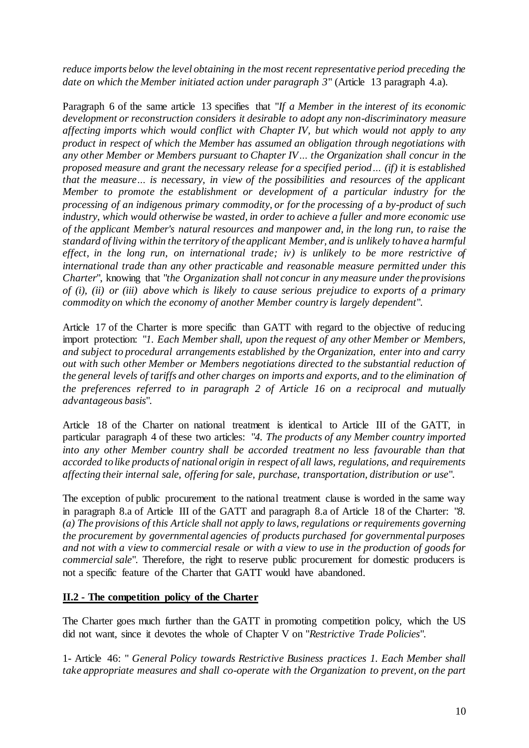*reduce imports below the level obtaining in the most recent representative period preceding the date on which the Member initiated action under paragraph 3*" (Article 13 paragraph 4.a).

Paragraph 6 of the same article 13 specifies that "*If a Member in the interest of its economic development or reconstruction considers it desirable to adopt any non-discriminatory measure affecting imports which would conflict with Chapter IV, but which would not apply to any product in respect of which the Member has assumed an obligation through negotiations with any other Member or Members pursuant to Chapter IV… the Organization shall concur in the proposed measure and grant the necessary release for a specified period… (if) it is established that the measure… is necessary, in view of the possibilities and resources of the applicant Member to promote the establishment or development of a particular industry for the processing of an indigenous primary commodity, or for the processing of a by-product of such industry, which would otherwise be wasted, in order to achieve a fuller and more economic use of the applicant Member's natural resources and manpower and, in the long run, to raise the standard of living within the territory of the applicant Member, and is unlikely to have a harmful effect, in the long run, on international trade; iv) is unlikely to be more restrictive of international trade than any other practicable and reasonable measure permitted under this Charter*", knowing that "*the Organization shall not concur in any measure under the provisions of (i), (ii) or (iii) above which is likely to cause serious prejudice to exports of a primary commodity on which the economy of another Member country is largely dependent*".

Article 17 of the Charter is more specific than GATT with regard to the objective of reducing import protection: "*1. Each Member shall, upon the request of any other Member or Members, and subject to procedural arrangements established by the Organization, enter into and carry out with such other Member or Members negotiations directed to the substantial reduction of the general levels of tariffs and other charges on imports and exports, and to the elimination of the preferences referred to in paragraph 2 of Article 16 on a reciprocal and mutually advantageous basis*".

Article 18 of the Charter on national treatment is identical to Article III of the GATT, in particular paragraph 4 of these two articles: "*4. The products of any Member country imported into any other Member country shall be accorded treatment no less favourable than that accorded to like products of national origin in respect of all laws, regulations, and requirements affecting their internal sale, offering for sale, purchase, transportation, distribution or use*".

The exception of public procurement to the national treatment clause is worded in the same way in paragraph 8.a of Article III of the GATT and paragraph 8.a of Article 18 of the Charter: "*8. (a) The provisions of this Article shall not apply to laws, regulations or requirements governing the procurement by governmental agencies of products purchased for governmental purposes and not with a view to commercial resale or with a view to use in the production of goods for commercial sale*". Therefore, the right to reserve public procurement for domestic producers is not a specific feature of the Charter that GATT would have abandoned.

**II.2 - The competition policy of the Charter**

The Charter goes much further than the GATT in promoting competition policy, which the US did not want, since it devotes the whole of Chapter V on "*Restrictive Trade Policies*".

1- Article 46: " *General Policy towards Restrictive Business practices 1. Each Member shall take appropriate measures and shall co-operate with the Organization to prevent, on the part*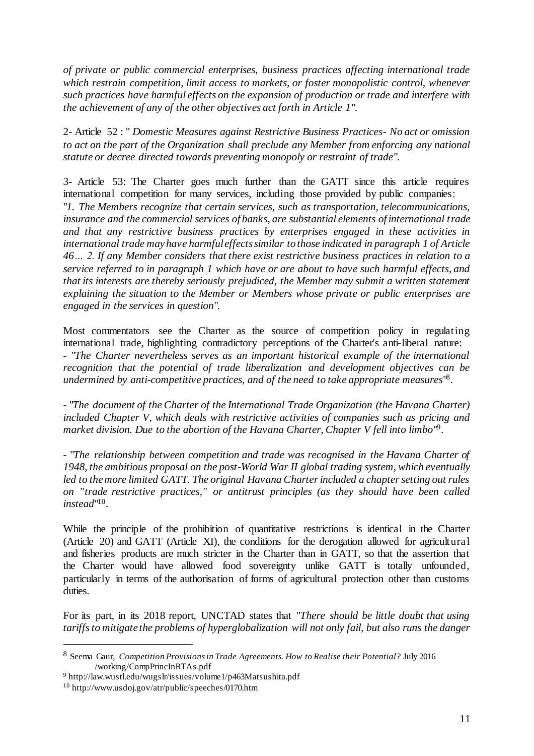*of private or public commercial enterprises, business practices affecting international trade which restrain competition, limit access to markets, or foster monopolistic control, whenever such practices have harmful effects on the expansion of production or trade and interfere with the achievement of any of the other objectives act forth in Article 1".*

2- Article 52 : " *Domestic Measures against Restrictive Business Practices- No act or omission to act on the part of the Organization shall preclude any Member from enforcing any national statute or decree directed towards preventing monopoly or restraint of trade".*

3- Article 53: The Charter goes much further than the GATT since this article requires international competition for many services, including those provided by public companies: "*1. The Members recognize that certain services, such as transportation, telecommunications, insurance and the commercial services of banks, are substantial elements of international trade and that any restrictive business practices by enterprises engaged in these activities in international trade may have harmful effects similar to those indicated in paragraph 1 of Article 46… 2. If any Member considers that there exist restrictive business practices in relation to a service referred to in paragraph 1 which have or are about to have such harmful effects, and that its interests are thereby seriously prejudiced, the Member may submit a written statement explaining the situation to the Member or Members whose private or public enterprises are engaged in the services in question".*

Most commentators see the Charter as the source of competition policy in regulating international trade, highlighting contradictory perceptions of the Charter's anti-liberal nature:
- "*The Charter nevertheless serves as an important historical example of the international recognition that the potential of trade liberalization and development objectives can be undermined by anti-competitive practices, and of the need to take appropriate measures*"[8].

- "*The document of the Charter of the International Trade Organization (the Havana Charter) included Chapter V, which deals with restrictive activities of companies such as pricing and market division. Due to the abortion of the Havana Charter, Chapter V fell into limbo*"[9].

- "*The relationship between competition and trade was recognised in the Havana Charter of 1948, the ambitious proposal on the post-World War II global trading system, which eventually led to the more limited GATT. The original Havana Charter included a chapter setting out rules on "trade restrictive practices," or antitrust principles (as they should have been called instead*"[10].

While the principle of the prohibition of quantitative restrictions is identical in the Charter (Article 20) and GATT (Article XI), the conditions for the derogation allowed for agricultural and fisheries products are much stricter in the Charter than in GATT, so that the assertion that the Charter would have allowed food sovereignty unlike GATT is totally unfounded, particularly in terms of the authorisation of forms of agricultural protection other than customs duties.

For its part, in its 2018 report, UNCTAD states that "*There should be little doubt that using tariffs to mitigate the problems of hyperglobalization will not only fail, but also runs the danger*

---

[8] Seema Gaur, *Competition Provisions in Trade Agreements. How to Realise their Potential?* July 2016 /working/CompPrincInRTAs.pdf

[9] http://law.wustl.edu/wugslr/issues/volume1/p463Matsushita.pdf

[10] http://www.usdoj.gov/atr/public/speeches/0170.htm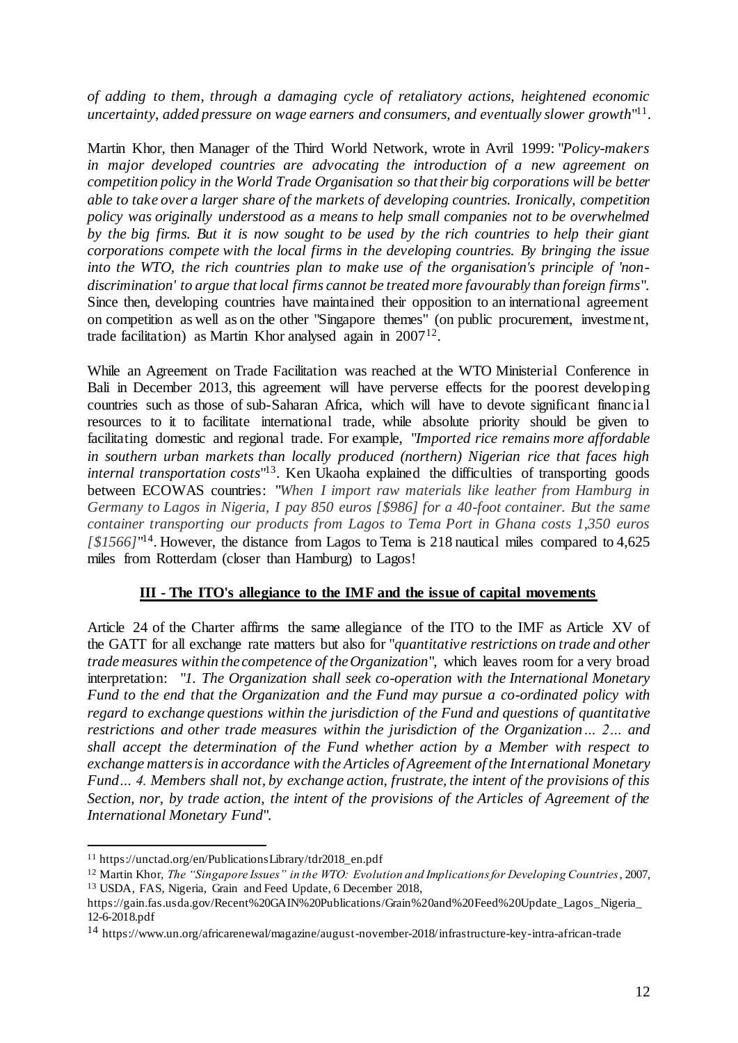*of adding to them, through a damaging cycle of retaliatory actions, heightened economic uncertainty, added pressure on wage earners and consumers, and eventually slower growth*"[11].

Martin Khor, then Manager of the Third World Network, wrote in Avril 1999: "*Policy-makers in major developed countries are advocating the introduction of a new agreement on competition policy in the World Trade Organisation so that their big corporations will be better able to take over a larger share of the markets of developing countries. Ironically, competition policy was originally understood as a means to help small companies not to be overwhelmed by the big firms. But it is now sought to be used by the rich countries to help their giant corporations compete with the local firms in the developing countries. By bringing the issue into the WTO, the rich countries plan to make use of the organisation's principle of 'non-discrimination' to argue that local firms cannot be treated more favourably than foreign firms*". Since then, developing countries have maintained their opposition to an international agreement on competition as well as on the other "Singapore themes" (on public procurement, investment, trade facilitation) as Martin Khor analysed again in 2007[12].

While an Agreement on Trade Facilitation was reached at the WTO Ministerial Conference in Bali in December 2013, this agreement will have perverse effects for the poorest developing countries such as those of sub-Saharan Africa, which will have to devote significant financial resources to it to facilitate international trade, while absolute priority should be given to facilitating domestic and regional trade. For example, "*Imported rice remains more affordable in southern urban markets than locally produced (northern) Nigerian rice that faces high internal transportation costs*"[13]. Ken Ukaoha explained the difficulties of transporting goods between ECOWAS countries: "*When I import raw materials like leather from Hamburg in Germany to Lagos in Nigeria, I pay 850 euros [$986] for a 40-foot container. But the same container transporting our products from Lagos to Tema Port in Ghana costs 1,350 euros [$1566]*"[14]. However, the distance from Lagos to Tema is 218 nautical miles compared to 4,625 miles from Rotterdam (closer than Hamburg) to Lagos!

## III - The ITO's allegiance to the IMF and the issue of capital movements

Article 24 of the Charter affirms the same allegiance of the ITO to the IMF as Article XV of the GATT for all exchange rate matters but also for "*quantitative restrictions on trade and other trade measures within the competence of the Organization*", which leaves room for a very broad interpretation: "*1. The Organization shall seek co-operation with the International Monetary Fund to the end that the Organization and the Fund may pursue a co-ordinated policy with regard to exchange questions within the jurisdiction of the Fund and questions of quantitative restrictions and other trade measures within the jurisdiction of the Organization… 2… and shall accept the determination of the Fund whether action by a Member with respect to exchange matters is in accordance with the Articles of Agreement of the International Monetary Fund… 4. Members shall not, by exchange action, frustrate, the intent of the provisions of this Section, nor, by trade action, the intent of the provisions of the Articles of Agreement of the International Monetary Fund*".

---

[11] https://unctad.org/en/PublicationsLibrary/tdr2018_en.pdf

[12] Martin Khor, *The "Singapore Issues" in the WTO: Evolution and Implications for Developing Countries*, 2007,

[13] USDA, FAS, Nigeria, Grain and Feed Update, 6 December 2018, https://gain.fas.usda.gov/Recent%20GAIN%20Publications/Grain%20and%20Feed%20Update_Lagos_Nigeria_12-6-2018.pdf

[14] https://www.un.org/africarenewal/magazine/august-november-2018/infrastructure-key-intra-african-trade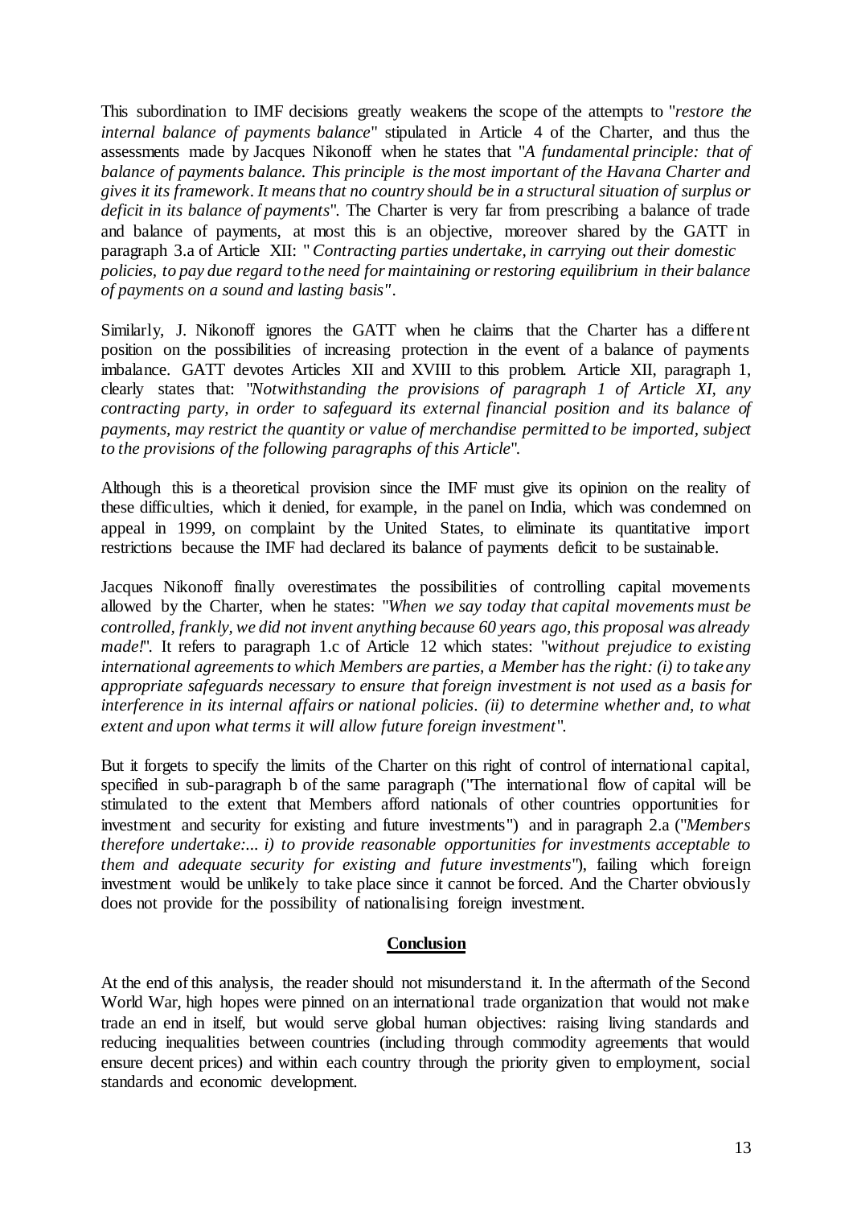This subordination to IMF decisions greatly weakens the scope of the attempts to "*restore the internal balance of payments balance*" stipulated in Article 4 of the Charter, and thus the assessments made by Jacques Nikonoff when he states that "*A fundamental principle: that of balance of payments balance. This principle is the most important of the Havana Charter and gives it its framework. It means that no country should be in a structural situation of surplus or deficit in its balance of payments*". The Charter is very far from prescribing a balance of trade and balance of payments, at most this is an objective, moreover shared by the GATT in paragraph 3.a of Article XII: "*Contracting parties undertake, in carrying out their domestic policies, to pay due regard to the need for maintaining or restoring equilibrium in their balance of payments on a sound and lasting basis*".

Similarly, J. Nikonoff ignores the GATT when he claims that the Charter has a different position on the possibilities of increasing protection in the event of a balance of payments imbalance. GATT devotes Articles XII and XVIII to this problem. Article XII, paragraph 1, clearly states that: "*Notwithstanding the provisions of paragraph 1 of Article XI, any contracting party, in order to safeguard its external financial position and its balance of payments, may restrict the quantity or value of merchandise permitted to be imported, subject to the provisions of the following paragraphs of this Article*".

Although this is a theoretical provision since the IMF must give its opinion on the reality of these difficulties, which it denied, for example, in the panel on India, which was condemned on appeal in 1999, on complaint by the United States, to eliminate its quantitative import restrictions because the IMF had declared its balance of payments deficit to be sustainable.

Jacques Nikonoff finally overestimates the possibilities of controlling capital movements allowed by the Charter, when he states: "*When we say today that capital movements must be controlled, frankly, we did not invent anything because 60 years ago, this proposal was already made!*". It refers to paragraph 1.c of Article 12 which states: "*without prejudice to existing international agreements to which Members are parties, a Member has the right: (i) to take any appropriate safeguards necessary to ensure that foreign investment is not used as a basis for interference in its internal affairs or national policies. (ii) to determine whether and, to what extent and upon what terms it will allow future foreign investment*".

But it forgets to specify the limits of the Charter on this right of control of international capital, specified in sub-paragraph b of the same paragraph ("The international flow of capital will be stimulated to the extent that Members afford nationals of other countries opportunities for investment and security for existing and future investments") and in paragraph 2.a ("*Members therefore undertake:... i) to provide reasonable opportunities for investments acceptable to them and adequate security for existing and future investments*"), failing which foreign investment would be unlikely to take place since it cannot be forced. And the Charter obviously does not provide for the possibility of nationalising foreign investment.

## Conclusion

At the end of this analysis, the reader should not misunderstand it. In the aftermath of the Second World War, high hopes were pinned on an international trade organization that would not make trade an end in itself, but would serve global human objectives: raising living standards and reducing inequalities between countries (including through commodity agreements that would ensure decent prices) and within each country through the priority given to employment, social standards and economic development.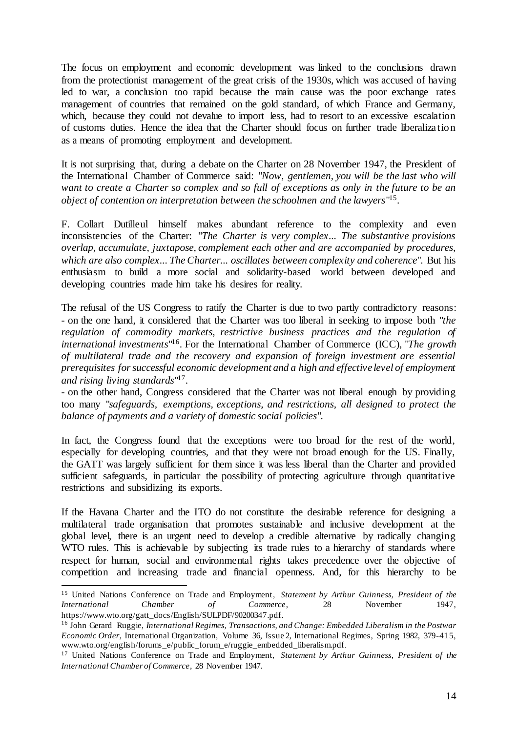The focus on employment and economic development was linked to the conclusions drawn from the protectionist management of the great crisis of the 1930s, which was accused of having led to war, a conclusion too rapid because the main cause was the poor exchange rates management of countries that remained on the gold standard, of which France and Germany, which, because they could not devalue to import less, had to resort to an excessive escalation of customs duties. Hence the idea that the Charter should focus on further trade liberalization as a means of promoting employment and development.

It is not surprising that, during a debate on the Charter on 28 November 1947, the President of the International Chamber of Commerce said: "*Now, gentlemen, you will be the last who will want to create a Charter so complex and so full of exceptions as only in the future to be an object of contention on interpretation between the schoolmen and the lawyers*"[15].

F. Collart Dutilleul himself makes abundant reference to the complexity and even inconsistencies of the Charter: "*The Charter is very complex... The substantive provisions overlap, accumulate, juxtapose, complement each other and are accompanied by procedures, which are also complex... The Charter... oscillates between complexity and coherence*". But his enthusiasm to build a more social and solidarity-based world between developed and developing countries made him take his desires for reality.

The refusal of the US Congress to ratify the Charter is due to two partly contradictory reasons:
- on the one hand, it considered that the Charter was too liberal in seeking to impose both "*the regulation of commodity markets, restrictive business practices and the regulation of international investments*"[16]. For the International Chamber of Commerce (ICC), "*The growth of multilateral trade and the recovery and expansion of foreign investment are essential prerequisites for successful economic development and a high and effective level of employment and rising living standards*"[17].
- on the other hand, Congress considered that the Charter was not liberal enough by providing too many "*safeguards, exemptions, exceptions, and restrictions, all designed to protect the balance of payments and a variety of domestic social policies*".

In fact, the Congress found that the exceptions were too broad for the rest of the world, especially for developing countries, and that they were not broad enough for the US. Finally, the GATT was largely sufficient for them since it was less liberal than the Charter and provided sufficient safeguards, in particular the possibility of protecting agriculture through quantitative restrictions and subsidizing its exports.

If the Havana Charter and the ITO do not constitute the desirable reference for designing a multilateral trade organisation that promotes sustainable and inclusive development at the global level, there is an urgent need to develop a credible alternative by radically changing WTO rules. This is achievable by subjecting its trade rules to a hierarchy of standards where respect for human, social and environmental rights takes precedence over the objective of competition and increasing trade and financial openness. And, for this hierarchy to be

---

[15] United Nations Conference on Trade and Employment, *Statement by Arthur Guinness, President of the International Chamber of Commerce*, 28 November 1947, https://www.wto.org/gatt_docs/English/SULPDF/90200347.pdf.

[16] John Gerard Ruggie, *International Regimes, Transactions, and Change: Embedded Liberalism in the Postwar Economic Order*, International Organization, Volume 36, Issue 2, International Regimes, Spring 1982, 379-415, www.wto.org/english/forums_e/public_forum_e/ruggie_embedded_liberalism.pdf.

[17] United Nations Conference on Trade and Employment, *Statement by Arthur Guinness, President of the International Chamber of Commerce*, 28 November 1947.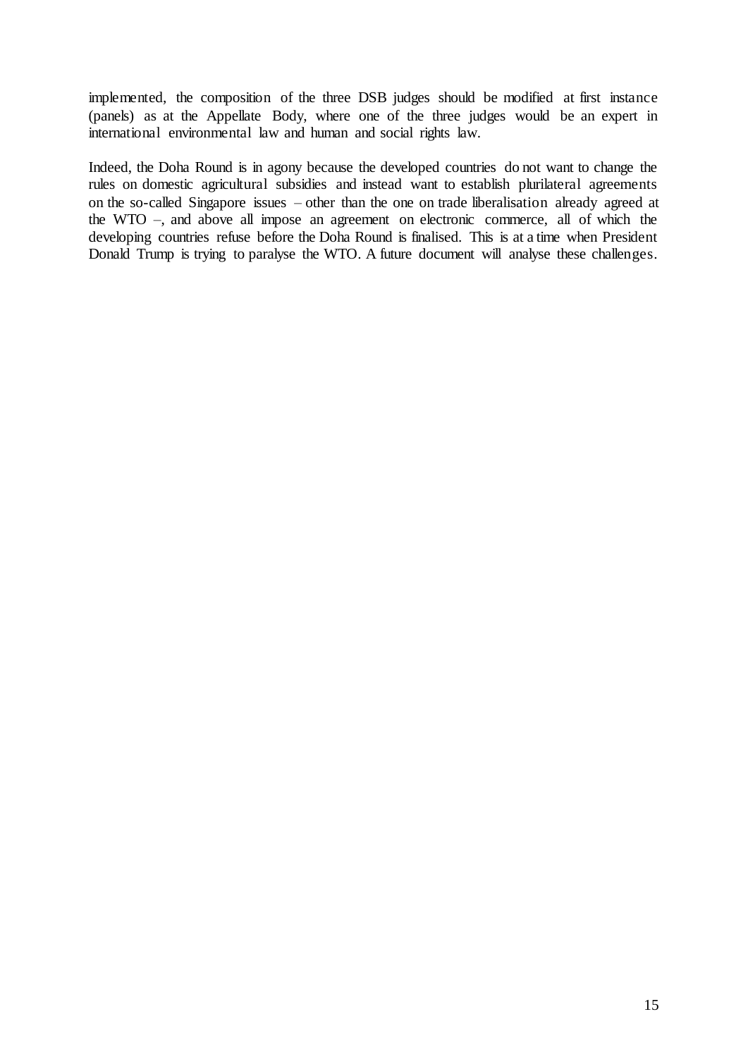implemented, the composition of the three DSB judges should be modified at first instance (panels) as at the Appellate Body, where one of the three judges would be an expert in international environmental law and human and social rights law.

Indeed, the Doha Round is in agony because the developed countries do not want to change the rules on domestic agricultural subsidies and instead want to establish plurilateral agreements on the so-called Singapore issues – other than the one on trade liberalisation already agreed at the WTO –, and above all impose an agreement on electronic commerce, all of which the developing countries refuse before the Doha Round is finalised. This is at a time when President Donald Trump is trying to paralyse the WTO. A future document will analyse these challenges.